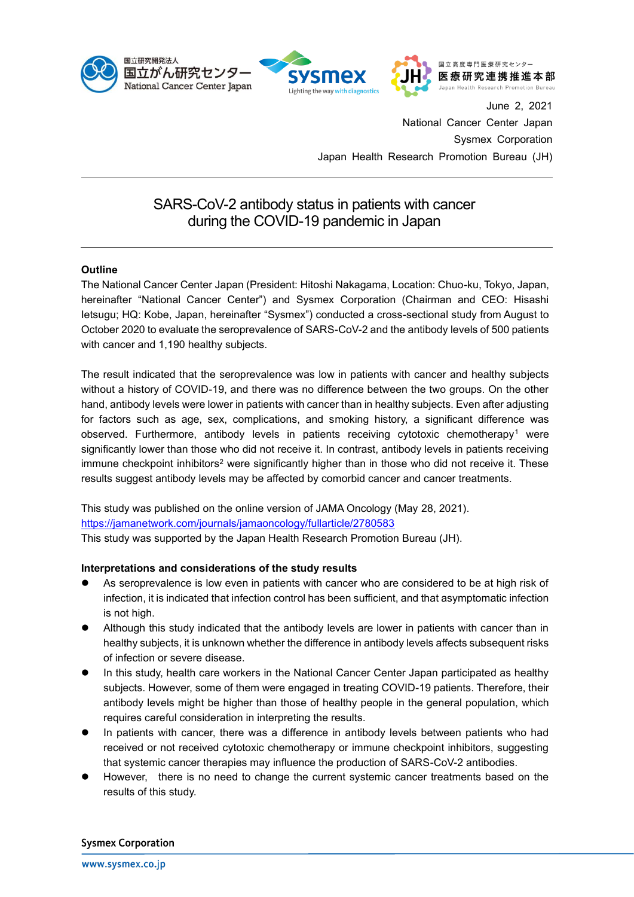June 2, 2021
National Cancer Center Japan
Sysmex Corporation
Japan Health Research Promotion Bureau (JH)

---

# SARS-CoV-2 antibody status in patients with cancer during the COVID-19 pandemic in Japan

---

**Outline**

The National Cancer Center Japan (President: Hitoshi Nakagama, Location: Chuo-ku, Tokyo, Japan, hereinafter "National Cancer Center") and Sysmex Corporation (Chairman and CEO: Hisashi Ietsugu; HQ: Kobe, Japan, hereinafter "Sysmex") conducted a cross-sectional study from August to October 2020 to evaluate the seroprevalence of SARS-CoV-2 and the antibody levels of 500 patients with cancer and 1,190 healthy subjects.

The result indicated that the seroprevalence was low in patients with cancer and healthy subjects without a history of COVID-19, and there was no difference between the two groups. On the other hand, antibody levels were lower in patients with cancer than in healthy subjects. Even after adjusting for factors such as age, sex, complications, and smoking history, a significant difference was observed. Furthermore, antibody levels in patients receiving cytotoxic chemotherapy[1] were significantly lower than those who did not receive it. In contrast, antibody levels in patients receiving immune checkpoint inhibitors[2] were significantly higher than in those who did not receive it. These results suggest antibody levels may be affected by comorbid cancer and cancer treatments.

This study was published on the online version of JAMA Oncology (May 28, 2021).
https://jamanetwork.com/journals/jamaoncology/fullarticle/2780583
This study was supported by the Japan Health Research Promotion Bureau (JH).

**Interpretations and considerations of the study results**

- As seroprevalence is low even in patients with cancer who are considered to be at high risk of infection, it is indicated that infection control has been sufficient, and that asymptomatic infection is not high.
- Although this study indicated that the antibody levels are lower in patients with cancer than in healthy subjects, it is unknown whether the difference in antibody levels affects subsequent risks of infection or severe disease.
- In this study, health care workers in the National Cancer Center Japan participated as healthy subjects. However, some of them were engaged in treating COVID-19 patients. Therefore, their antibody levels might be higher than those of healthy people in the general population, which requires careful consideration in interpreting the results.
- In patients with cancer, there was a difference in antibody levels between patients who had received or not received cytotoxic chemotherapy or immune checkpoint inhibitors, suggesting that systemic cancer therapies may influence the production of SARS-CoV-2 antibodies.
- However, there is no need to change the current systemic cancer treatments based on the results of this study.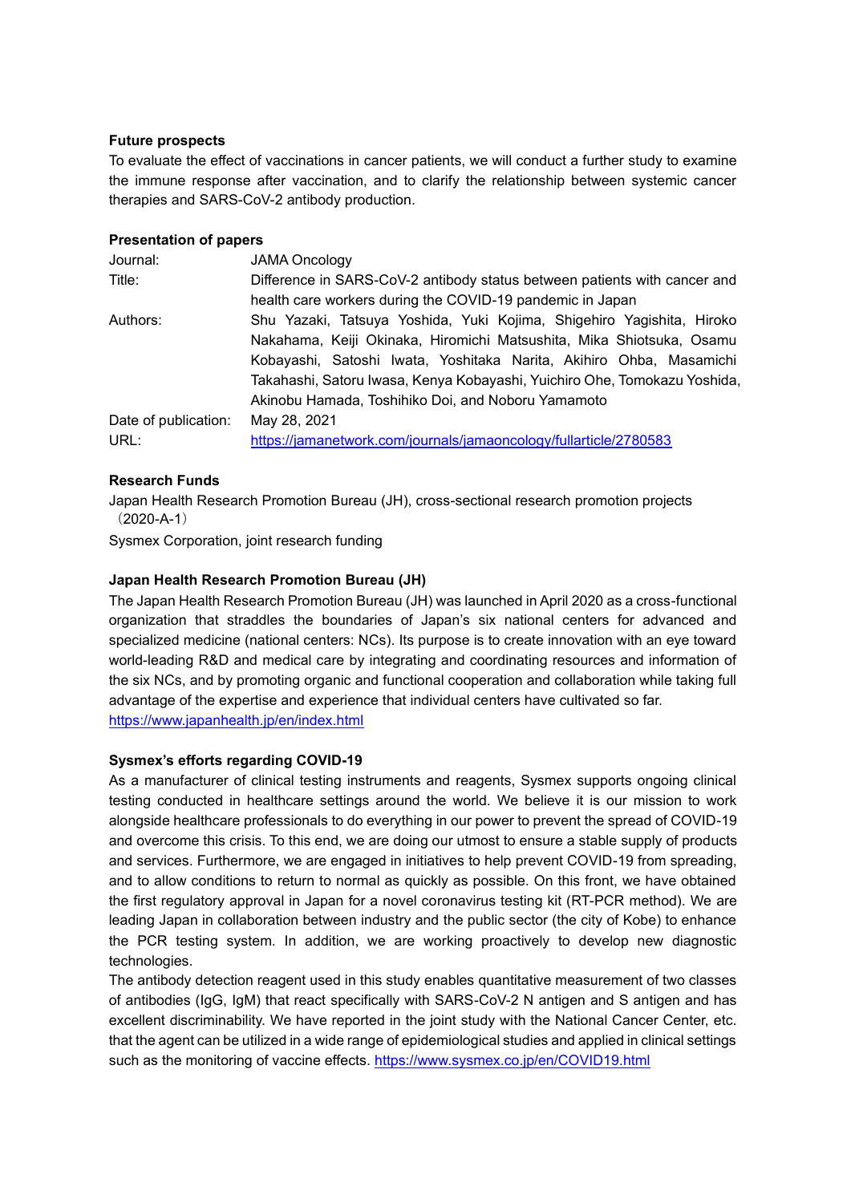**Future prospects**

To evaluate the effect of vaccinations in cancer patients, we will conduct a further study to examine the immune response after vaccination, and to clarify the relationship between systemic cancer therapies and SARS-CoV-2 antibody production.

**Presentation of papers**

| | |
|---|---|
| Journal: | JAMA Oncology |
| Title: | Difference in SARS-CoV-2 antibody status between patients with cancer and health care workers during the COVID-19 pandemic in Japan |
| Authors: | Shu Yazaki, Tatsuya Yoshida, Yuki Kojima, Shigehiro Yagishita, Hiroko Nakahama, Keiji Okinaka, Hiromichi Matsushita, Mika Shiotsuka, Osamu Kobayashi, Satoshi Iwata, Yoshitaka Narita, Akihiro Ohba, Masamichi Takahashi, Satoru Iwasa, Kenya Kobayashi, Yuichiro Ohe, Tomokazu Yoshida, Akinobu Hamada, Toshihiko Doi, and Noboru Yamamoto |
| Date of publication: | May 28, 2021 |
| URL: | https://jamanetwork.com/journals/jamaoncology/fullarticle/2780583 |

**Research Funds**

Japan Health Research Promotion Bureau (JH), cross-sectional research promotion projects （2020-A-1）

Sysmex Corporation, joint research funding

**Japan Health Research Promotion Bureau (JH)**

The Japan Health Research Promotion Bureau (JH) was launched in April 2020 as a cross-functional organization that straddles the boundaries of Japan's six national centers for advanced and specialized medicine (national centers: NCs). Its purpose is to create innovation with an eye toward world-leading R&D and medical care by integrating and coordinating resources and information of the six NCs, and by promoting organic and functional cooperation and collaboration while taking full advantage of the expertise and experience that individual centers have cultivated so far.
https://www.japanhealth.jp/en/index.html

**Sysmex's efforts regarding COVID-19**

As a manufacturer of clinical testing instruments and reagents, Sysmex supports ongoing clinical testing conducted in healthcare settings around the world. We believe it is our mission to work alongside healthcare professionals to do everything in our power to prevent the spread of COVID-19 and overcome this crisis. To this end, we are doing our utmost to ensure a stable supply of products and services. Furthermore, we are engaged in initiatives to help prevent COVID-19 from spreading, and to allow conditions to return to normal as quickly as possible. On this front, we have obtained the first regulatory approval in Japan for a novel coronavirus testing kit (RT-PCR method). We are leading Japan in collaboration between industry and the public sector (the city of Kobe) to enhance the PCR testing system. In addition, we are working proactively to develop new diagnostic technologies.

The antibody detection reagent used in this study enables quantitative measurement of two classes of antibodies (IgG, IgM) that react specifically with SARS-CoV-2 N antigen and S antigen and has excellent discriminability. We have reported in the joint study with the National Cancer Center, etc. that the agent can be utilized in a wide range of epidemiological studies and applied in clinical settings such as the monitoring of vaccine effects. https://www.sysmex.co.jp/en/COVID19.html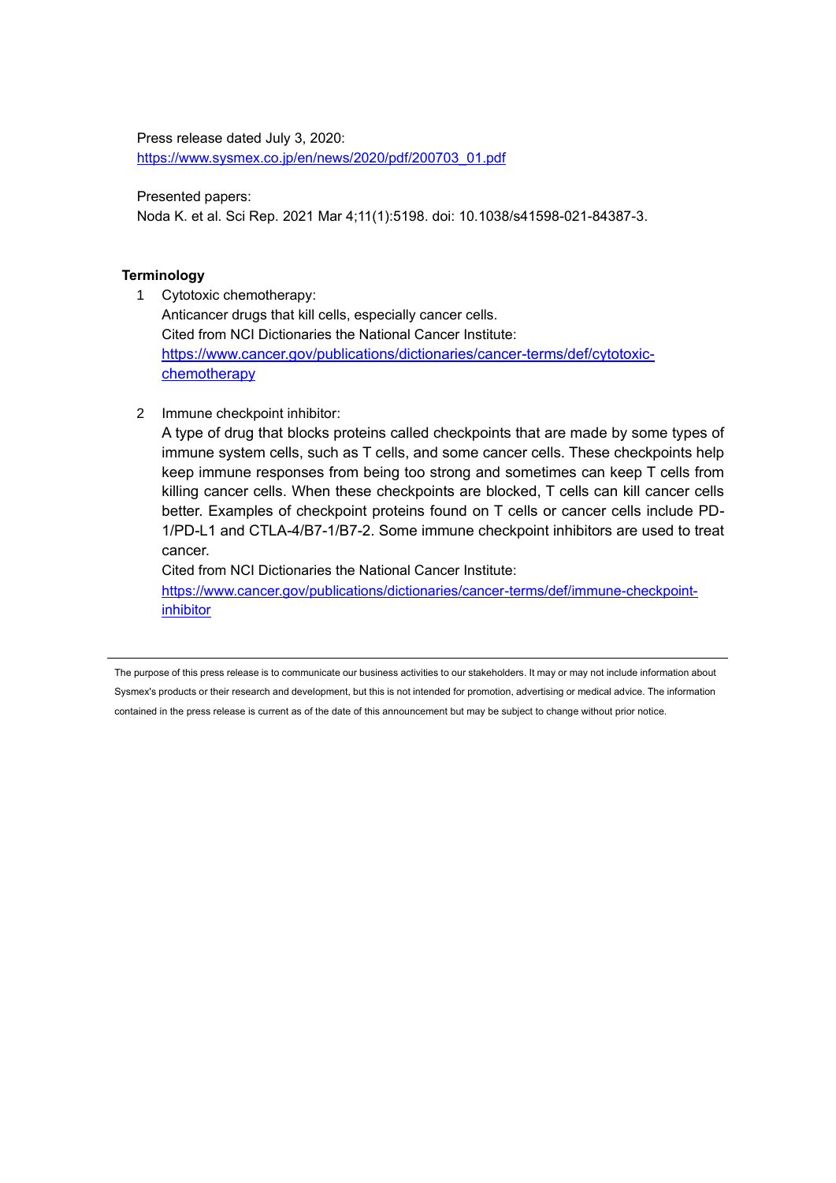Press release dated July 3, 2020:
https://www.sysmex.co.jp/en/news/2020/pdf/200703_01.pdf

Presented papers:
Noda K. et al. Sci Rep. 2021 Mar 4;11(1):5198. doi: 10.1038/s41598-021-84387-3.

**Terminology**

1. Cytotoxic chemotherapy:
   Anticancer drugs that kill cells, especially cancer cells.
   Cited from NCI Dictionaries the National Cancer Institute:
   https://www.cancer.gov/publications/dictionaries/cancer-terms/def/cytotoxic-chemotherapy

2. Immune checkpoint inhibitor:
   A type of drug that blocks proteins called checkpoints that are made by some types of immune system cells, such as T cells, and some cancer cells. These checkpoints help keep immune responses from being too strong and sometimes can keep T cells from killing cancer cells. When these checkpoints are blocked, T cells can kill cancer cells better. Examples of checkpoint proteins found on T cells or cancer cells include PD-1/PD-L1 and CTLA-4/B7-1/B7-2. Some immune checkpoint inhibitors are used to treat cancer.
   Cited from NCI Dictionaries the National Cancer Institute:
   https://www.cancer.gov/publications/dictionaries/cancer-terms/def/immune-checkpoint-inhibitor

---

The purpose of this press release is to communicate our business activities to our stakeholders. It may or may not include information about Sysmex's products or their research and development, but this is not intended for promotion, advertising or medical advice. The information contained in the press release is current as of the date of this announcement but may be subject to change without prior notice.